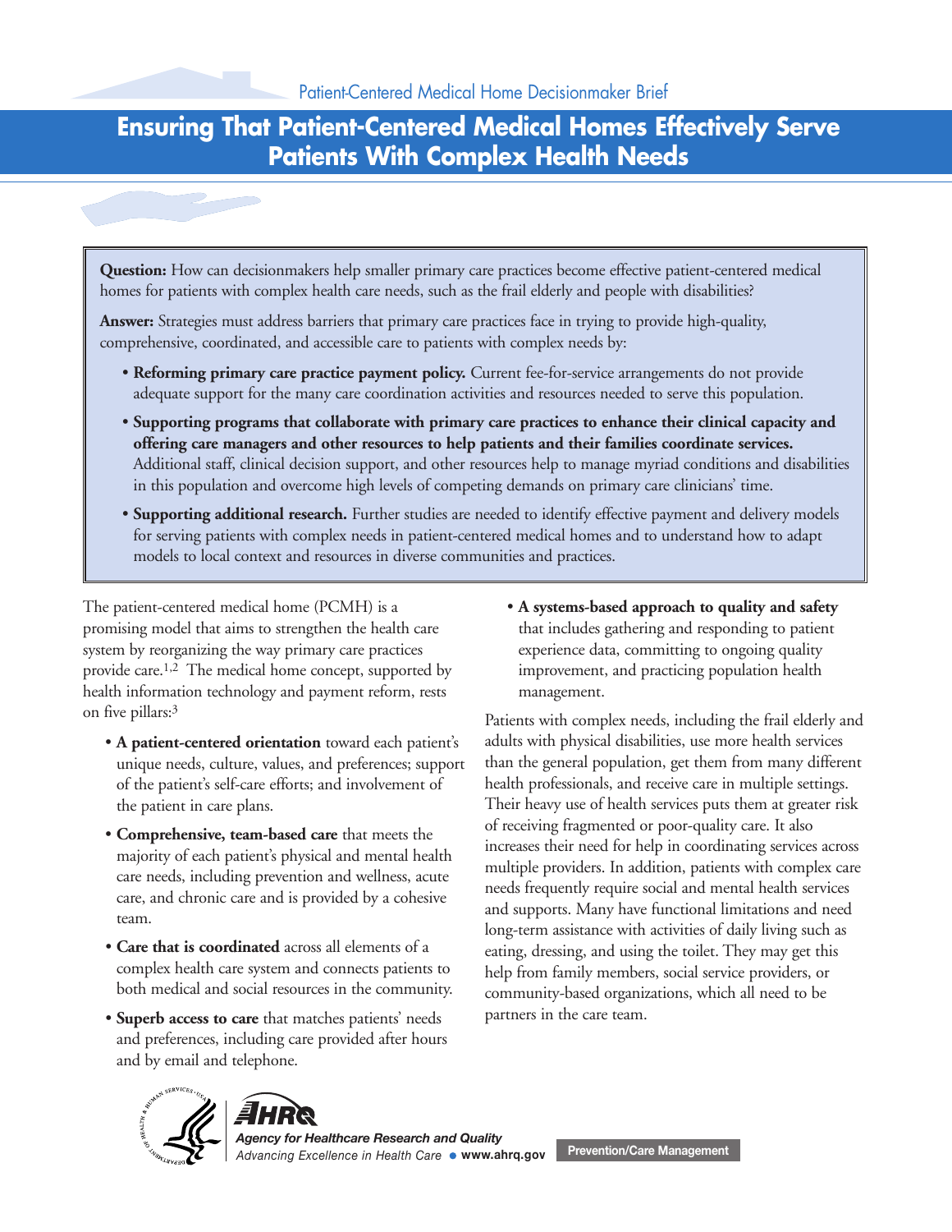Patient-Centered Medical Home Decisionmaker Brief

# Ensuring That Patient-Centered Medical Homes Effectively Serve Patients With Complex Health Needs

**Question:** How can decisionmakers help smaller primary care practices become effective patient-centered medical homes for patients with complex health care needs, such as the frail elderly and people with disabilities?

**Answer:** Strategies must address barriers that primary care practices face in trying to provide high-quality, comprehensive, coordinated, and accessible care to patients with complex needs by:

- **Reforming primary care practice payment policy.** Current fee-for-service arrangements do not provide adequate support for the many care coordination activities and resources needed to serve this population.
- **Supporting programs that collaborate with primary care practices to enhance their clinical capacity and offering care managers and other resources to help patients and their families coordinate services.** Additional staff, clinical decision support, and other resources help to manage myriad conditions and disabilities in this population and overcome high levels of competing demands on primary care clinicians' time.
- **Supporting additional research.** Further studies are needed to identify effective payment and delivery models for serving patients with complex needs in patient-centered medical homes and to understand how to adapt models to local context and resources in diverse communities and practices.

The patient-centered medical home (PCMH) is a promising model that aims to strengthen the health care system by reorganizing the way primary care practices provide care.[1,2] The medical home concept, supported by health information technology and payment reform, rests on five pillars:[3]

- **A patient-centered orientation** toward each patient's unique needs, culture, values, and preferences; support of the patient's self-care efforts; and involvement of the patient in care plans.
- **Comprehensive, team-based care** that meets the majority of each patient's physical and mental health care needs, including prevention and wellness, acute care, and chronic care and is provided by a cohesive team.
- **Care that is coordinated** across all elements of a complex health care system and connects patients to both medical and social resources in the community.
- **Superb access to care** that matches patients' needs and preferences, including care provided after hours and by email and telephone.
- **A systems-based approach to quality and safety** that includes gathering and responding to patient experience data, committing to ongoing quality improvement, and practicing population health management.

Patients with complex needs, including the frail elderly and adults with physical disabilities, use more health services than the general population, get them from many different health professionals, and receive care in multiple settings. Their heavy use of health services puts them at greater risk of receiving fragmented or poor-quality care. It also increases their need for help in coordinating services across multiple providers. In addition, patients with complex care needs frequently require social and mental health services and supports. Many have functional limitations and need long-term assistance with activities of daily living such as eating, dressing, and using the toilet. They may get this help from family members, social service providers, or community-based organizations, which all need to be partners in the care team.

AHRQ — Agency for Healthcare Research and Quality — *Advancing Excellence in Health Care* • www.ahrq.gov

Prevention/Care Management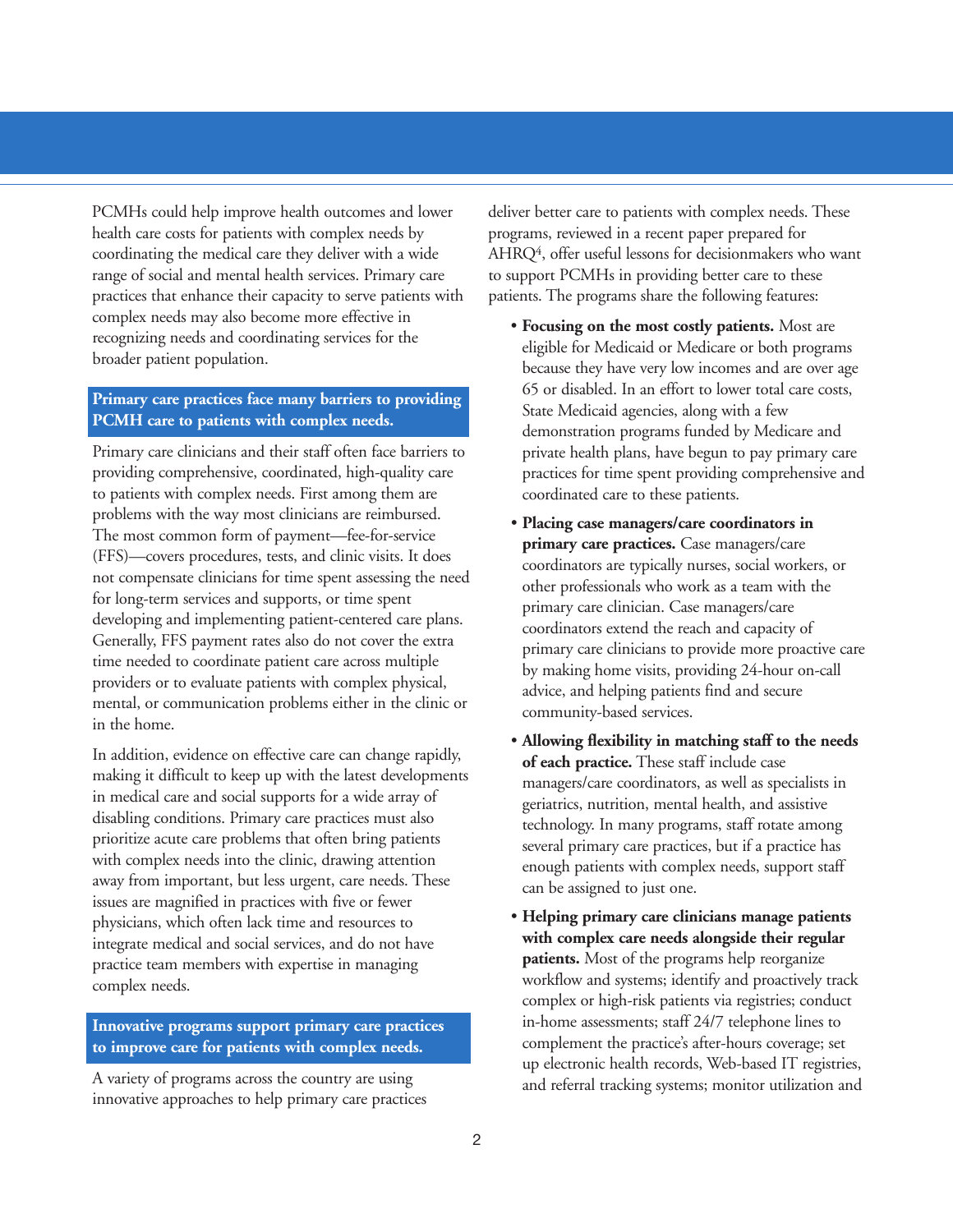PCMHs could help improve health outcomes and lower health care costs for patients with complex needs by coordinating the medical care they deliver with a wide range of social and mental health services. Primary care practices that enhance their capacity to serve patients with complex needs may also become more effective in recognizing needs and coordinating services for the broader patient population.

## Primary care practices face many barriers to providing PCMH care to patients with complex needs.

Primary care clinicians and their staff often face barriers to providing comprehensive, coordinated, high-quality care to patients with complex needs. First among them are problems with the way most clinicians are reimbursed. The most common form of payment—fee-for-service (FFS)—covers procedures, tests, and clinic visits. It does not compensate clinicians for time spent assessing the need for long-term services and supports, or time spent developing and implementing patient-centered care plans. Generally, FFS payment rates also do not cover the extra time needed to coordinate patient care across multiple providers or to evaluate patients with complex physical, mental, or communication problems either in the clinic or in the home.

In addition, evidence on effective care can change rapidly, making it difficult to keep up with the latest developments in medical care and social supports for a wide array of disabling conditions. Primary care practices must also prioritize acute care problems that often bring patients with complex needs into the clinic, drawing attention away from important, but less urgent, care needs. These issues are magnified in practices with five or fewer physicians, which often lack time and resources to integrate medical and social services, and do not have practice team members with expertise in managing complex needs.

## Innovative programs support primary care practices to improve care for patients with complex needs.

A variety of programs across the country are using innovative approaches to help primary care practices deliver better care to patients with complex needs. These programs, reviewed in a recent paper prepared for AHRQ[4], offer useful lessons for decisionmakers who want to support PCMHs in providing better care to these patients. The programs share the following features:

- **Focusing on the most costly patients.** Most are eligible for Medicaid or Medicare or both programs because they have very low incomes and are over age 65 or disabled. In an effort to lower total care costs, State Medicaid agencies, along with a few demonstration programs funded by Medicare and private health plans, have begun to pay primary care practices for time spent providing comprehensive and coordinated care to these patients.
- **Placing case managers/care coordinators in primary care practices.** Case managers/care coordinators are typically nurses, social workers, or other professionals who work as a team with the primary care clinician. Case managers/care coordinators extend the reach and capacity of primary care clinicians to provide more proactive care by making home visits, providing 24-hour on-call advice, and helping patients find and secure community-based services.
- **Allowing flexibility in matching staff to the needs of each practice.** These staff include case managers/care coordinators, as well as specialists in geriatrics, nutrition, mental health, and assistive technology. In many programs, staff rotate among several primary care practices, but if a practice has enough patients with complex needs, support staff can be assigned to just one.
- **Helping primary care clinicians manage patients with complex care needs alongside their regular patients.** Most of the programs help reorganize workflow and systems; identify and proactively track complex or high-risk patients via registries; conduct in-home assessments; staff 24/7 telephone lines to complement the practice's after-hours coverage; set up electronic health records, Web-based IT registries, and referral tracking systems; monitor utilization and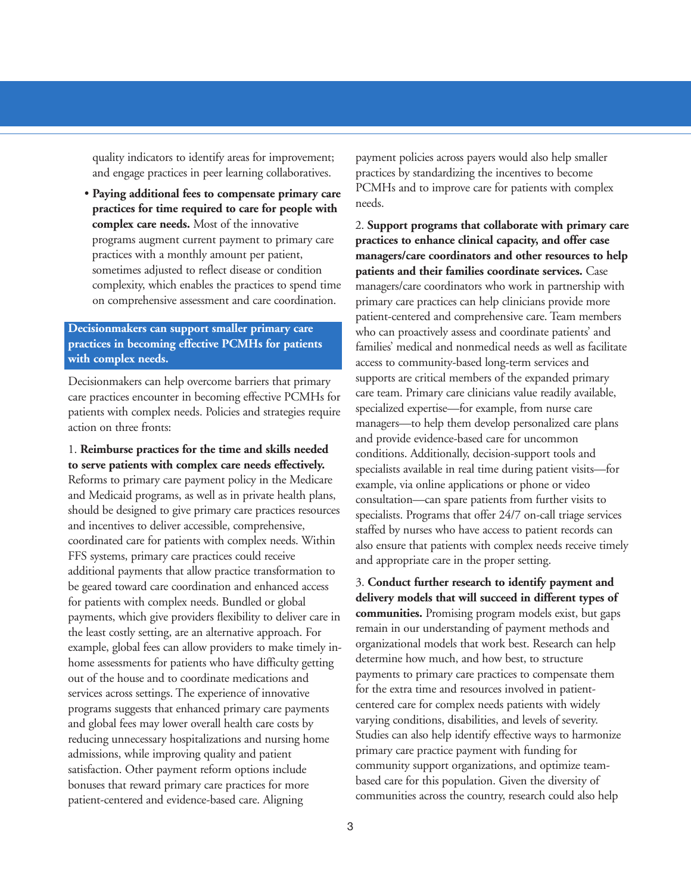quality indicators to identify areas for improvement; and engage practices in peer learning collaboratives.

- **Paying additional fees to compensate primary care practices for time required to care for people with complex care needs.** Most of the innovative programs augment current payment to primary care practices with a monthly amount per patient, sometimes adjusted to reflect disease or condition complexity, which enables the practices to spend time on comprehensive assessment and care coordination.

## Decisionmakers can support smaller primary care practices in becoming effective PCMHs for patients with complex needs.

Decisionmakers can help overcome barriers that primary care practices encounter in becoming effective PCMHs for patients with complex needs. Policies and strategies require action on three fronts:

1. **Reimburse practices for the time and skills needed to serve patients with complex care needs effectively.** Reforms to primary care payment policy in the Medicare and Medicaid programs, as well as in private health plans, should be designed to give primary care practices resources and incentives to deliver accessible, comprehensive, coordinated care for patients with complex needs. Within FFS systems, primary care practices could receive additional payments that allow practice transformation to be geared toward care coordination and enhanced access for patients with complex needs. Bundled or global payments, which give providers flexibility to deliver care in the least costly setting, are an alternative approach. For example, global fees can allow providers to make timely in-home assessments for patients who have difficulty getting out of the house and to coordinate medications and services across settings. The experience of innovative programs suggests that enhanced primary care payments and global fees may lower overall health care costs by reducing unnecessary hospitalizations and nursing home admissions, while improving quality and patient satisfaction. Other payment reform options include bonuses that reward primary care practices for more patient-centered and evidence-based care. Aligning payment policies across payers would also help smaller practices by standardizing the incentives to become PCMHs and to improve care for patients with complex needs.

2. **Support programs that collaborate with primary care practices to enhance clinical capacity, and offer case managers/care coordinators and other resources to help patients and their families coordinate services.** Case managers/care coordinators who work in partnership with primary care practices can help clinicians provide more patient-centered and comprehensive care. Team members who can proactively assess and coordinate patients' and families' medical and nonmedical needs as well as facilitate access to community-based long-term services and supports are critical members of the expanded primary care team. Primary care clinicians value readily available, specialized expertise—for example, from nurse care managers—to help them develop personalized care plans and provide evidence-based care for uncommon conditions. Additionally, decision-support tools and specialists available in real time during patient visits—for example, via online applications or phone or video consultation—can spare patients from further visits to specialists. Programs that offer 24/7 on-call triage services staffed by nurses who have access to patient records can also ensure that patients with complex needs receive timely and appropriate care in the proper setting.

3. **Conduct further research to identify payment and delivery models that will succeed in different types of communities.** Promising program models exist, but gaps remain in our understanding of payment methods and organizational models that work best. Research can help determine how much, and how best, to structure payments to primary care practices to compensate them for the extra time and resources involved in patient-centered care for complex needs patients with widely varying conditions, disabilities, and levels of severity. Studies can also help identify effective ways to harmonize primary care practice payment with funding for community support organizations, and optimize team-based care for this population. Given the diversity of communities across the country, research could also help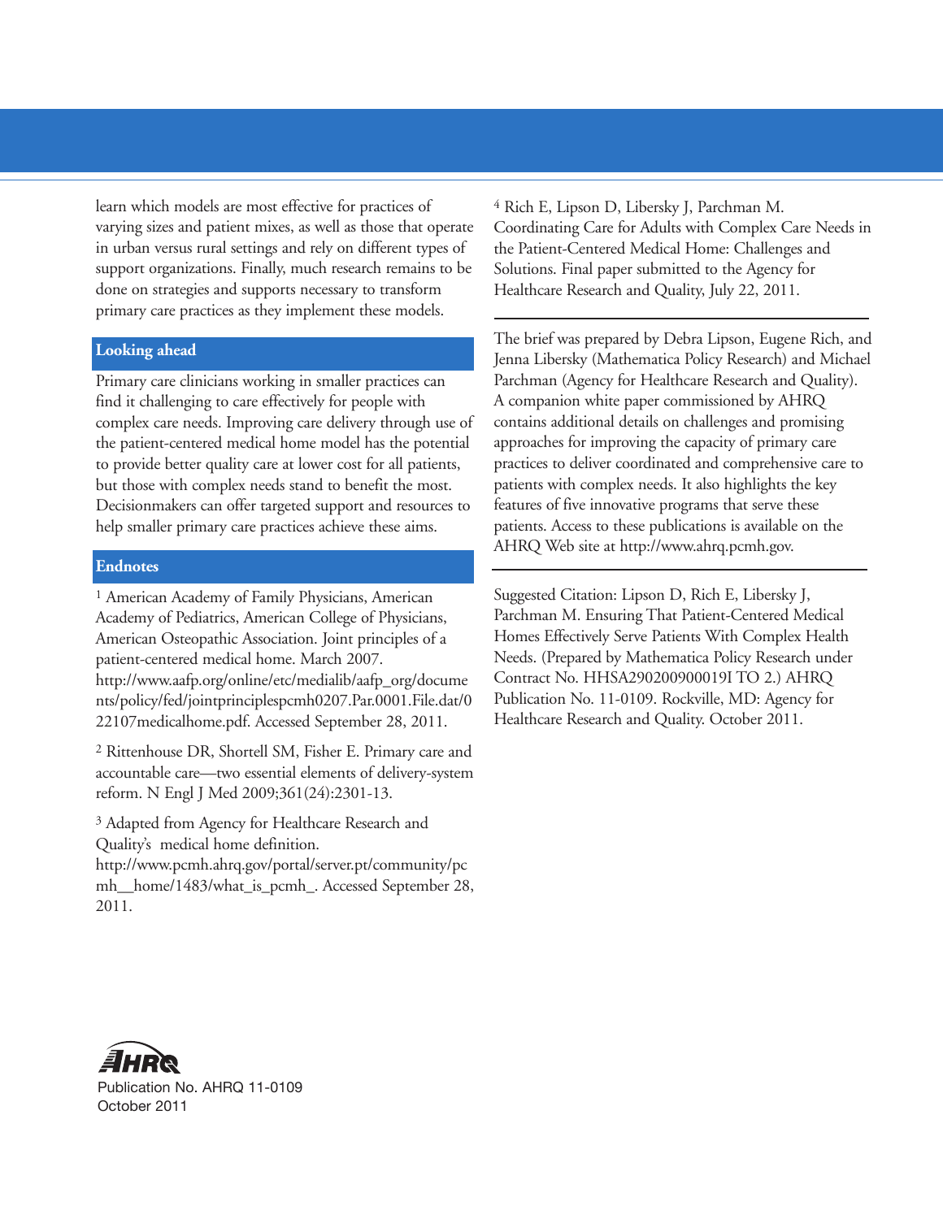learn which models are most effective for practices of varying sizes and patient mixes, as well as those that operate in urban versus rural settings and rely on different types of support organizations. Finally, much research remains to be done on strategies and supports necessary to transform primary care practices as they implement these models.

## Looking ahead

Primary care clinicians working in smaller practices can find it challenging to care effectively for people with complex care needs. Improving care delivery through use of the patient-centered medical home model has the potential to provide better quality care at lower cost for all patients, but those with complex needs stand to benefit the most. Decisionmakers can offer targeted support and resources to help smaller primary care practices achieve these aims.

## Endnotes

[1] American Academy of Family Physicians, American Academy of Pediatrics, American College of Physicians, American Osteopathic Association. Joint principles of a patient-centered medical home. March 2007. http://www.aafp.org/online/etc/medialib/aafp_org/documents/policy/fed/jointprinciplespcmh0207.Par.0001.File.dat/022107medicalhome.pdf. Accessed September 28, 2011.

[2] Rittenhouse DR, Shortell SM, Fisher E. Primary care and accountable care—two essential elements of delivery-system reform. N Engl J Med 2009;361(24):2301-13.

[3] Adapted from Agency for Healthcare Research and Quality's medical home definition. http://www.pcmh.ahrq.gov/portal/server.pt/community/pcmh__home/1483/what_is_pcmh_. Accessed September 28, 2011.

[4] Rich E, Lipson D, Libersky J, Parchman M. Coordinating Care for Adults with Complex Care Needs in the Patient-Centered Medical Home: Challenges and Solutions. Final paper submitted to the Agency for Healthcare Research and Quality, July 22, 2011.

---

The brief was prepared by Debra Lipson, Eugene Rich, and Jenna Libersky (Mathematica Policy Research) and Michael Parchman (Agency for Healthcare Research and Quality). A companion white paper commissioned by AHRQ contains additional details on challenges and promising approaches for improving the capacity of primary care practices to deliver coordinated and comprehensive care to patients with complex needs. It also highlights the key features of five innovative programs that serve these patients. Access to these publications is available on the AHRQ Web site at http://www.ahrq.pcmh.gov.

---

Suggested Citation: Lipson D, Rich E, Libersky J, Parchman M. Ensuring That Patient-Centered Medical Homes Effectively Serve Patients With Complex Health Needs. (Prepared by Mathematica Policy Research under Contract No. HHSA290200900019I TO 2.) AHRQ Publication No. 11-0109. Rockville, MD: Agency for Healthcare Research and Quality. October 2011.

AHRQ

Publication No. AHRQ 11-0109
October 2011